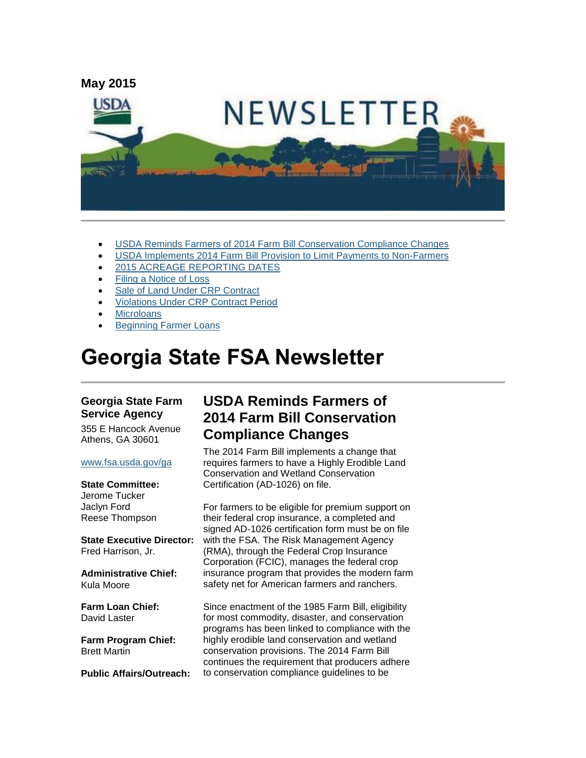May 2015

- USDA Reminds Farmers of 2014 Farm Bill Conservation Compliance Changes
- USDA Implements 2014 Farm Bill Provision to Limit Payments to Non-Farmers
- 2015 ACREAGE REPORTING DATES
- Filing a Notice of Loss
- Sale of Land Under CRP Contract
- Violations Under CRP Contract Period
- Microloans
- Beginning Farmer Loans

# Georgia State FSA Newsletter

**Georgia State Farm Service Agency**

355 E Hancock Avenue
Athens, GA 30601

www.fsa.usda.gov/ga

**State Committee:**
Jerome Tucker
Jaclyn Ford
Reese Thompson

**State Executive Director:**
Fred Harrison, Jr.

**Administrative Chief:**
Kula Moore

**Farm Loan Chief:**
David Laster

**Farm Program Chief:**
Brett Martin

**Public Affairs/Outreach:**

## USDA Reminds Farmers of 2014 Farm Bill Conservation Compliance Changes

The 2014 Farm Bill implements a change that requires farmers to have a Highly Erodible Land Conservation and Wetland Conservation Certification (AD-1026) on file.

For farmers to be eligible for premium support on their federal crop insurance, a completed and signed AD-1026 certification form must be on file with the FSA. The Risk Management Agency (RMA), through the Federal Crop Insurance Corporation (FCIC), manages the federal crop insurance program that provides the modern farm safety net for American farmers and ranchers.

Since enactment of the 1985 Farm Bill, eligibility for most commodity, disaster, and conservation programs has been linked to compliance with the highly erodible land conservation and wetland conservation provisions. The 2014 Farm Bill continues the requirement that producers adhere to conservation compliance guidelines to be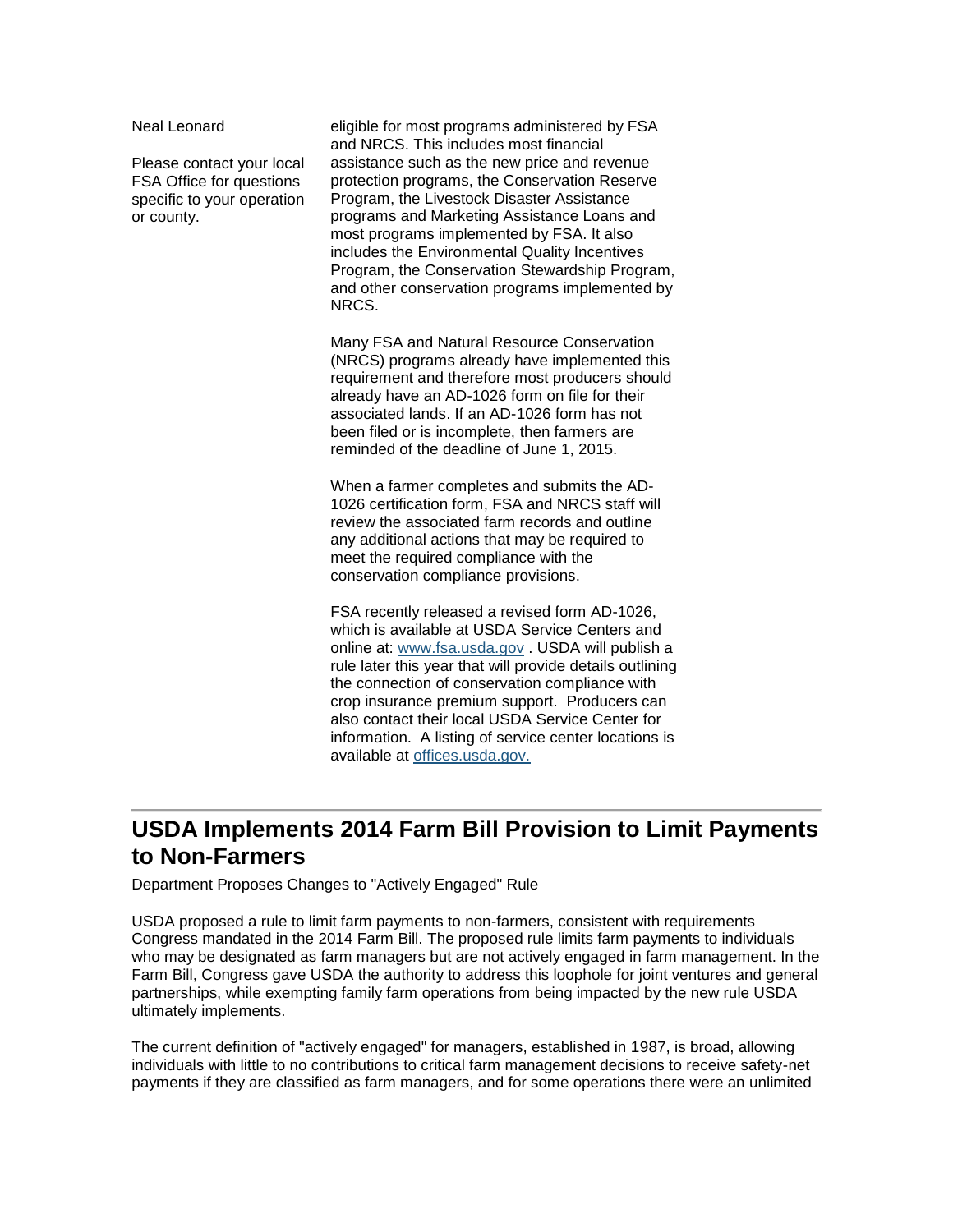Neal Leonard

Please contact your local FSA Office for questions specific to your operation or county.

eligible for most programs administered by FSA and NRCS. This includes most financial assistance such as the new price and revenue protection programs, the Conservation Reserve Program, the Livestock Disaster Assistance programs and Marketing Assistance Loans and most programs implemented by FSA. It also includes the Environmental Quality Incentives Program, the Conservation Stewardship Program, and other conservation programs implemented by NRCS.

Many FSA and Natural Resource Conservation (NRCS) programs already have implemented this requirement and therefore most producers should already have an AD-1026 form on file for their associated lands. If an AD-1026 form has not been filed or is incomplete, then farmers are reminded of the deadline of June 1, 2015.

When a farmer completes and submits the AD-1026 certification form, FSA and NRCS staff will review the associated farm records and outline any additional actions that may be required to meet the required compliance with the conservation compliance provisions.

FSA recently released a revised form AD-1026, which is available at USDA Service Centers and online at: [www.fsa.usda.gov](http://www.fsa.usda.gov) . USDA will publish a rule later this year that will provide details outlining the connection of conservation compliance with crop insurance premium support. Producers can also contact their local USDA Service Center for information. A listing of service center locations is available at [offices.usda.gov.](http://offices.usda.gov)

---

## USDA Implements 2014 Farm Bill Provision to Limit Payments to Non-Farmers

Department Proposes Changes to "Actively Engaged" Rule

USDA proposed a rule to limit farm payments to non-farmers, consistent with requirements Congress mandated in the 2014 Farm Bill. The proposed rule limits farm payments to individuals who may be designated as farm managers but are not actively engaged in farm management. In the Farm Bill, Congress gave USDA the authority to address this loophole for joint ventures and general partnerships, while exempting family farm operations from being impacted by the new rule USDA ultimately implements.

The current definition of "actively engaged" for managers, established in 1987, is broad, allowing individuals with little to no contributions to critical farm management decisions to receive safety-net payments if they are classified as farm managers, and for some operations there were an unlimited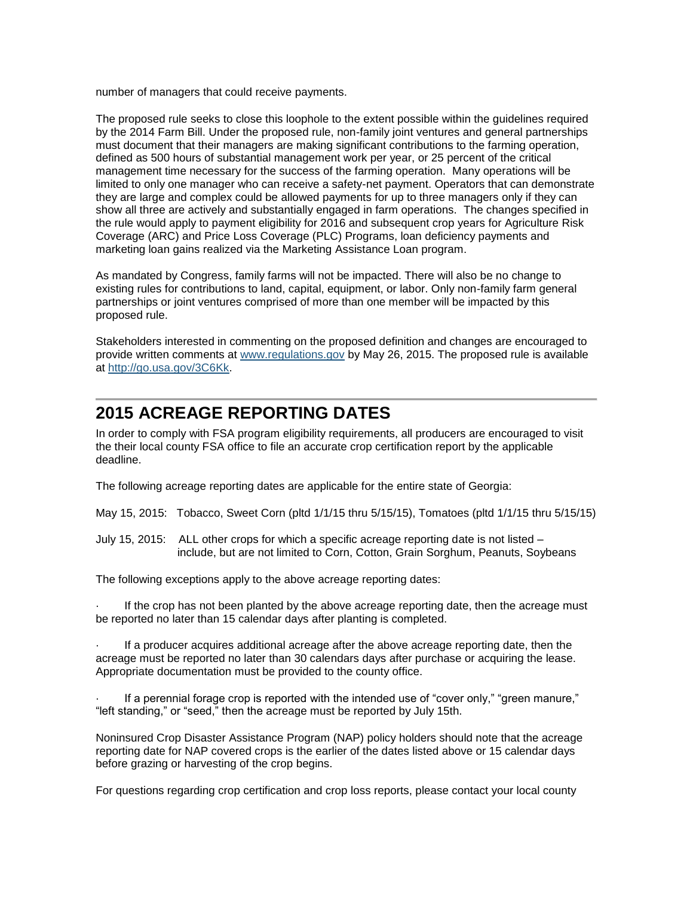number of managers that could receive payments.

The proposed rule seeks to close this loophole to the extent possible within the guidelines required by the 2014 Farm Bill. Under the proposed rule, non-family joint ventures and general partnerships must document that their managers are making significant contributions to the farming operation, defined as 500 hours of substantial management work per year, or 25 percent of the critical management time necessary for the success of the farming operation. Many operations will be limited to only one manager who can receive a safety-net payment. Operators that can demonstrate they are large and complex could be allowed payments for up to three managers only if they can show all three are actively and substantially engaged in farm operations. The changes specified in the rule would apply to payment eligibility for 2016 and subsequent crop years for Agriculture Risk Coverage (ARC) and Price Loss Coverage (PLC) Programs, loan deficiency payments and marketing loan gains realized via the Marketing Assistance Loan program.

As mandated by Congress, family farms will not be impacted. There will also be no change to existing rules for contributions to land, capital, equipment, or labor. Only non-family farm general partnerships or joint ventures comprised of more than one member will be impacted by this proposed rule.

Stakeholders interested in commenting on the proposed definition and changes are encouraged to provide written comments at [www.regulations.gov](www.regulations.gov) by May 26, 2015. The proposed rule is available at [http://go.usa.gov/3C6Kk](http://go.usa.gov/3C6Kk).

---

# 2015 ACREAGE REPORTING DATES

In order to comply with FSA program eligibility requirements, all producers are encouraged to visit the their local county FSA office to file an accurate crop certification report by the applicable deadline.

The following acreage reporting dates are applicable for the entire state of Georgia:

May 15, 2015: Tobacco, Sweet Corn (pltd 1/1/15 thru 5/15/15), Tomatoes (pltd 1/1/15 thru 5/15/15)

July 15, 2015: ALL other crops for which a specific acreage reporting date is not listed – include, but are not limited to Corn, Cotton, Grain Sorghum, Peanuts, Soybeans

The following exceptions apply to the above acreage reporting dates:

- If the crop has not been planted by the above acreage reporting date, then the acreage must be reported no later than 15 calendar days after planting is completed.
- If a producer acquires additional acreage after the above acreage reporting date, then the acreage must be reported no later than 30 calendars days after purchase or acquiring the lease. Appropriate documentation must be provided to the county office.
- If a perennial forage crop is reported with the intended use of "cover only," "green manure," "left standing," or "seed," then the acreage must be reported by July 15th.

Noninsured Crop Disaster Assistance Program (NAP) policy holders should note that the acreage reporting date for NAP covered crops is the earlier of the dates listed above or 15 calendar days before grazing or harvesting of the crop begins.

For questions regarding crop certification and crop loss reports, please contact your local county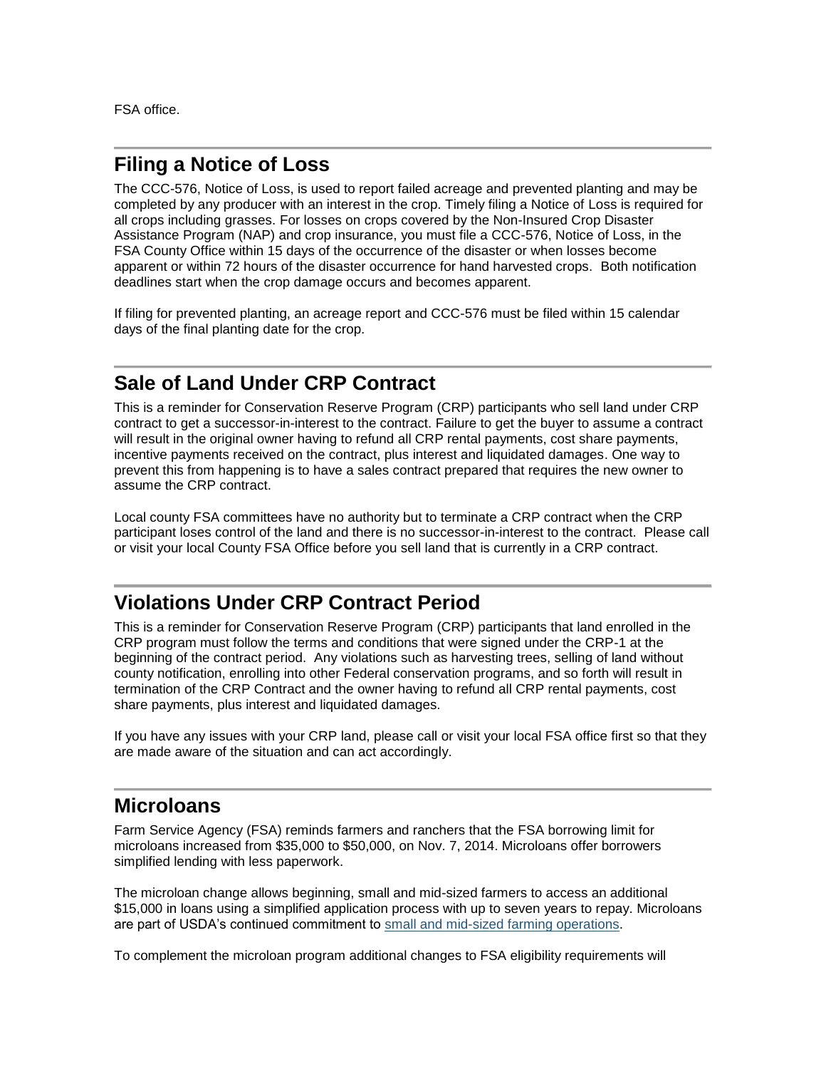FSA office.

## Filing a Notice of Loss

The CCC-576, Notice of Loss, is used to report failed acreage and prevented planting and may be completed by any producer with an interest in the crop. Timely filing a Notice of Loss is required for all crops including grasses. For losses on crops covered by the Non-Insured Crop Disaster Assistance Program (NAP) and crop insurance, you must file a CCC-576, Notice of Loss, in the FSA County Office within 15 days of the occurrence of the disaster or when losses become apparent or within 72 hours of the disaster occurrence for hand harvested crops. Both notification deadlines start when the crop damage occurs and becomes apparent.

If filing for prevented planting, an acreage report and CCC-576 must be filed within 15 calendar days of the final planting date for the crop.

## Sale of Land Under CRP Contract

This is a reminder for Conservation Reserve Program (CRP) participants who sell land under CRP contract to get a successor-in-interest to the contract. Failure to get the buyer to assume a contract will result in the original owner having to refund all CRP rental payments, cost share payments, incentive payments received on the contract, plus interest and liquidated damages. One way to prevent this from happening is to have a sales contract prepared that requires the new owner to assume the CRP contract.

Local county FSA committees have no authority but to terminate a CRP contract when the CRP participant loses control of the land and there is no successor-in-interest to the contract. Please call or visit your local County FSA Office before you sell land that is currently in a CRP contract.

## Violations Under CRP Contract Period

This is a reminder for Conservation Reserve Program (CRP) participants that land enrolled in the CRP program must follow the terms and conditions that were signed under the CRP-1 at the beginning of the contract period. Any violations such as harvesting trees, selling of land without county notification, enrolling into other Federal conservation programs, and so forth will result in termination of the CRP Contract and the owner having to refund all CRP rental payments, cost share payments, plus interest and liquidated damages.

If you have any issues with your CRP land, please call or visit your local FSA office first so that they are made aware of the situation and can act accordingly.

## Microloans

Farm Service Agency (FSA) reminds farmers and ranchers that the FSA borrowing limit for microloans increased from $35,000 to $50,000, on Nov. 7, 2014. Microloans offer borrowers simplified lending with less paperwork.

The microloan change allows beginning, small and mid-sized farmers to access an additional $15,000 in loans using a simplified application process with up to seven years to repay. Microloans are part of USDA's continued commitment to small and mid-sized farming operations.

To complement the microloan program additional changes to FSA eligibility requirements will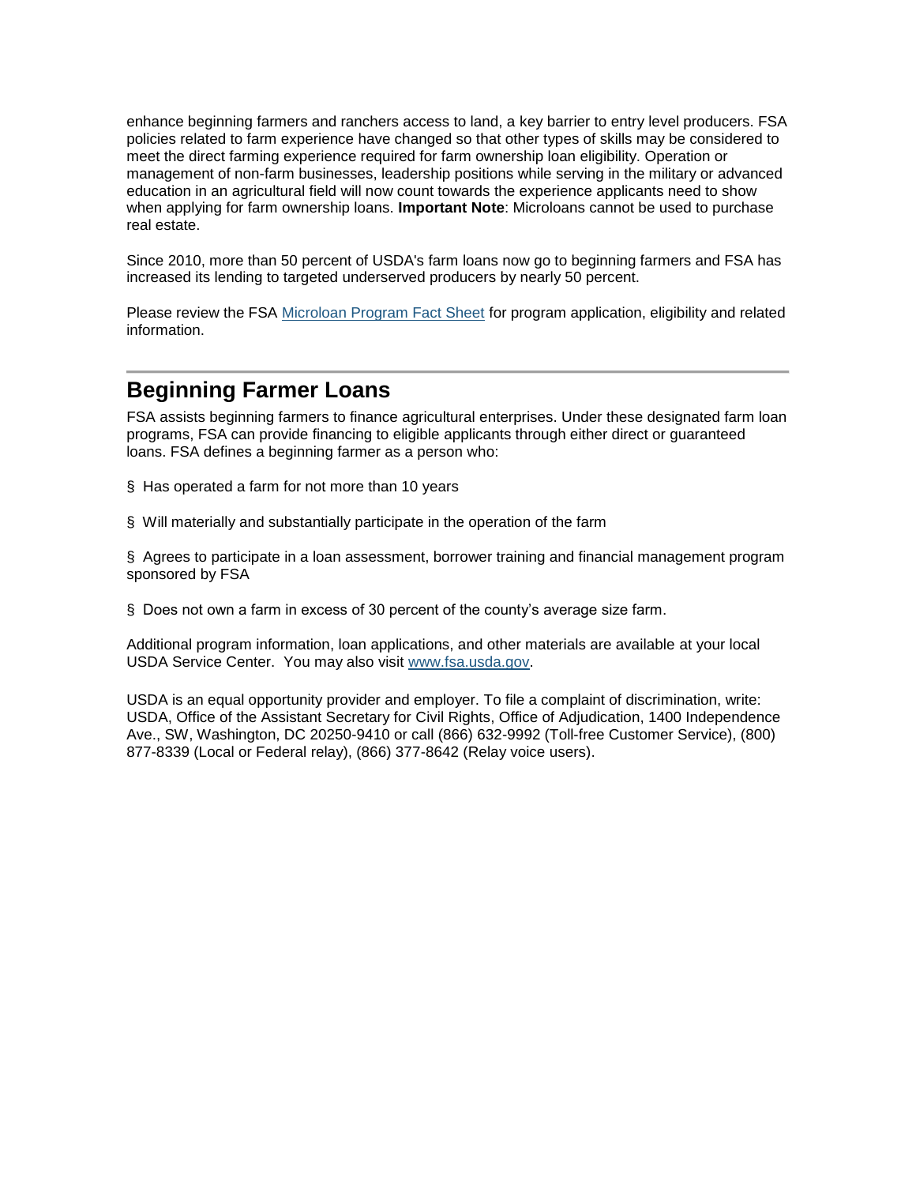enhance beginning farmers and ranchers access to land, a key barrier to entry level producers. FSA policies related to farm experience have changed so that other types of skills may be considered to meet the direct farming experience required for farm ownership loan eligibility. Operation or management of non-farm businesses, leadership positions while serving in the military or advanced education in an agricultural field will now count towards the experience applicants need to show when applying for farm ownership loans. **Important Note**: Microloans cannot be used to purchase real estate.

Since 2010, more than 50 percent of USDA's farm loans now go to beginning farmers and FSA has increased its lending to targeted underserved producers by nearly 50 percent.

Please review the FSA Microloan Program Fact Sheet for program application, eligibility and related information.

---

## Beginning Farmer Loans

FSA assists beginning farmers to finance agricultural enterprises. Under these designated farm loan programs, FSA can provide financing to eligible applicants through either direct or guaranteed loans. FSA defines a beginning farmer as a person who:

§ Has operated a farm for not more than 10 years

§ Will materially and substantially participate in the operation of the farm

§ Agrees to participate in a loan assessment, borrower training and financial management program sponsored by FSA

§ Does not own a farm in excess of 30 percent of the county's average size farm.

Additional program information, loan applications, and other materials are available at your local USDA Service Center. You may also visit www.fsa.usda.gov.

USDA is an equal opportunity provider and employer. To file a complaint of discrimination, write: USDA, Office of the Assistant Secretary for Civil Rights, Office of Adjudication, 1400 Independence Ave., SW, Washington, DC 20250-9410 or call (866) 632-9992 (Toll-free Customer Service), (800) 877-8339 (Local or Federal relay), (866) 377-8642 (Relay voice users).